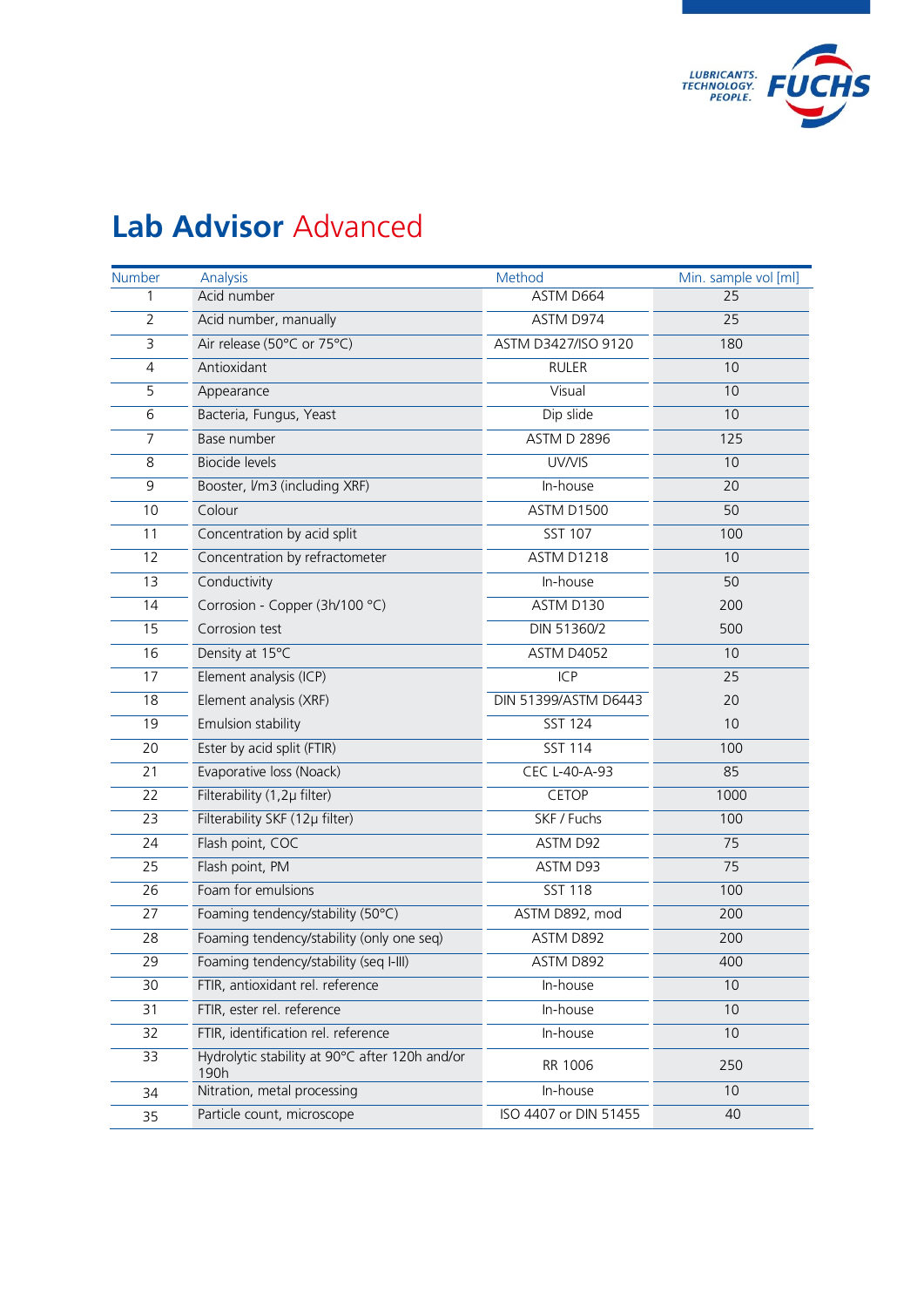# Lab Advisor Advanced

| Number | Analysis | Method | Min. sample vol [ml] |
|---|---|---|---|
| 1 | Acid number | ASTM D664 | 25 |
| 2 | Acid number, manually | ASTM D974 | 25 |
| 3 | Air release (50°C or 75°C) | ASTM D3427/ISO 9120 | 180 |
| 4 | Antioxidant | RULER | 10 |
| 5 | Appearance | Visual | 10 |
| 6 | Bacteria, Fungus, Yeast | Dip slide | 10 |
| 7 | Base number | ASTM D 2896 | 125 |
| 8 | Biocide levels | UV/VIS | 10 |
| 9 | Booster, l/m3 (including XRF) | In-house | 20 |
| 10 | Colour | ASTM D1500 | 50 |
| 11 | Concentration by acid split | SST 107 | 100 |
| 12 | Concentration by refractometer | ASTM D1218 | 10 |
| 13 | Conductivity | In-house | 50 |
| 14 | Corrosion - Copper (3h/100 °C) | ASTM D130 | 200 |
| 15 | Corrosion test | DIN 51360/2 | 500 |
| 16 | Density at 15°C | ASTM D4052 | 10 |
| 17 | Element analysis (ICP) | ICP | 25 |
| 18 | Element analysis (XRF) | DIN 51399/ASTM D6443 | 20 |
| 19 | Emulsion stability | SST 124 | 10 |
| 20 | Ester by acid split (FTIR) | SST 114 | 100 |
| 21 | Evaporative loss (Noack) | CEC L-40-A-93 | 85 |
| 22 | Filterability (1,2µ filter) | CETOP | 1000 |
| 23 | Filterability SKF (12µ filter) | SKF / Fuchs | 100 |
| 24 | Flash point, COC | ASTM D92 | 75 |
| 25 | Flash point, PM | ASTM D93 | 75 |
| 26 | Foam for emulsions | SST 118 | 100 |
| 27 | Foaming tendency/stability (50°C) | ASTM D892, mod | 200 |
| 28 | Foaming tendency/stability (only one seq) | ASTM D892 | 200 |
| 29 | Foaming tendency/stability (seq I-III) | ASTM D892 | 400 |
| 30 | FTIR, antioxidant rel. reference | In-house | 10 |
| 31 | FTIR, ester rel. reference | In-house | 10 |
| 32 | FTIR, identification rel. reference | In-house | 10 |
| 33 | Hydrolytic stability at 90°C after 120h and/or 190h | RR 1006 | 250 |
| 34 | Nitration, metal processing | In-house | 10 |
| 35 | Particle count, microscope | ISO 4407 or DIN 51455 | 40 |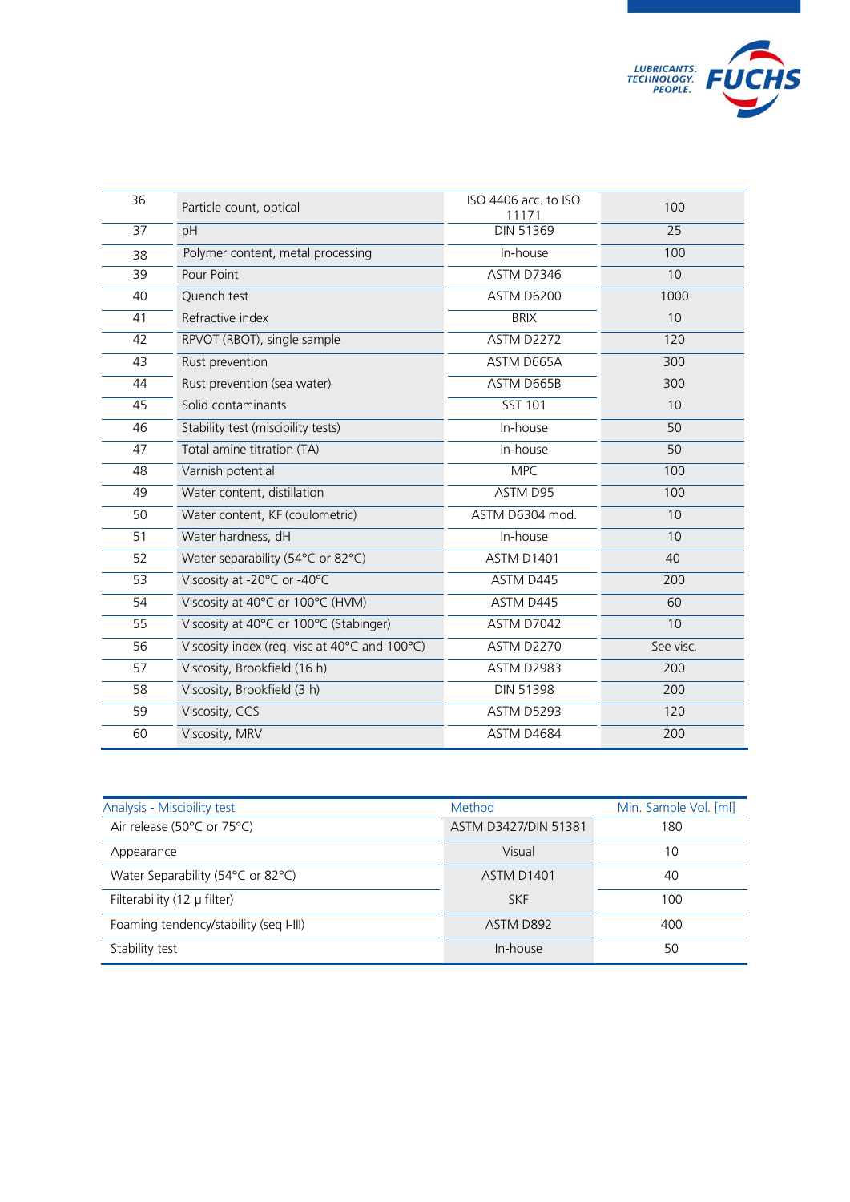| | | | |
|---|---|---|---|
| 36 | Particle count, optical | ISO 4406 acc. to ISO 11171 | 100 |
| 37 | pH | DIN 51369 | 25 |
| 38 | Polymer content, metal processing | In-house | 100 |
| 39 | Pour Point | ASTM D7346 | 10 |
| 40 | Quench test | ASTM D6200 | 1000 |
| 41 | Refractive index | BRIX | 10 |
| 42 | RPVOT (RBOT), single sample | ASTM D2272 | 120 |
| 43 | Rust prevention | ASTM D665A | 300 |
| 44 | Rust prevention (sea water) | ASTM D665B | 300 |
| 45 | Solid contaminants | SST 101 | 10 |
| 46 | Stability test (miscibility tests) | In-house | 50 |
| 47 | Total amine titration (TA) | In-house | 50 |
| 48 | Varnish potential | MPC | 100 |
| 49 | Water content, distillation | ASTM D95 | 100 |
| 50 | Water content, KF (coulometric) | ASTM D6304 mod. | 10 |
| 51 | Water hardness, dH | In-house | 10 |
| 52 | Water separability (54°C or 82°C) | ASTM D1401 | 40 |
| 53 | Viscosity at -20°C or -40°C | ASTM D445 | 200 |
| 54 | Viscosity at 40°C or 100°C (HVM) | ASTM D445 | 60 |
| 55 | Viscosity at 40°C or 100°C (Stabinger) | ASTM D7042 | 10 |
| 56 | Viscosity index (req. visc at 40°C and 100°C) | ASTM D2270 | See visc. |
| 57 | Viscosity, Brookfield (16 h) | ASTM D2983 | 200 |
| 58 | Viscosity, Brookfield (3 h) | DIN 51398 | 200 |
| 59 | Viscosity, CCS | ASTM D5293 | 120 |
| 60 | Viscosity, MRV | ASTM D4684 | 200 |

| Analysis - Miscibility test | Method | Min. Sample Vol. [ml] |
|---|---|---|
| Air release (50°C or 75°C) | ASTM D3427/DIN 51381 | 180 |
| Appearance | Visual | 10 |
| Water Separability (54°C or 82°C) | ASTM D1401 | 40 |
| Filterability (12 μ filter) | SKF | 100 |
| Foaming tendency/stability (seq I-III) | ASTM D892 | 400 |
| Stability test | In-house | 50 |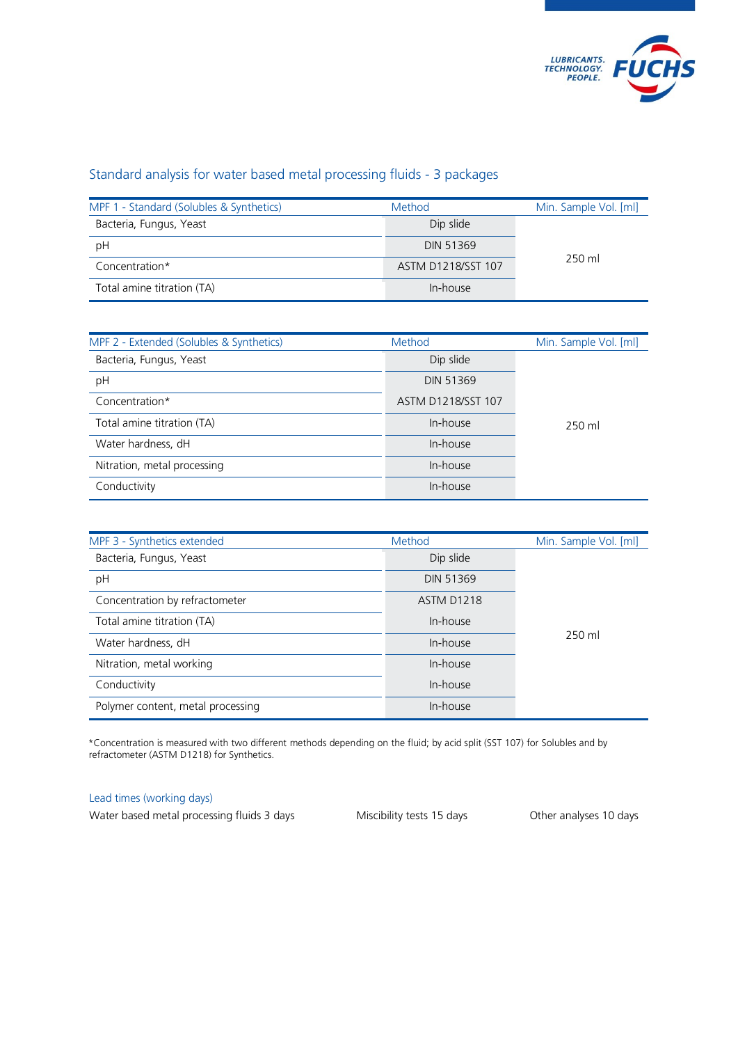## Standard analysis for water based metal processing fluids - 3 packages

| MPF 1 - Standard (Solubles & Synthetics) | Method | Min. Sample Vol. [ml] |
|---|---|---|
| Bacteria, Fungus, Yeast | Dip slide | 250 ml |
| pH | DIN 51369 | |
| Concentration* | ASTM D1218/SST 107 | |
| Total amine titration (TA) | In-house | |

| MPF 2 - Extended (Solubles & Synthetics) | Method | Min. Sample Vol. [ml] |
|---|---|---|
| Bacteria, Fungus, Yeast | Dip slide | 250 ml |
| pH | DIN 51369 | |
| Concentration* | ASTM D1218/SST 107 | |
| Total amine titration (TA) | In-house | |
| Water hardness, dH | In-house | |
| Nitration, metal processing | In-house | |
| Conductivity | In-house | |

| MPF 3 - Synthetics extended | Method | Min. Sample Vol. [ml] |
|---|---|---|
| Bacteria, Fungus, Yeast | Dip slide | 250 ml |
| pH | DIN 51369 | |
| Concentration by refractometer | ASTM D1218 | |
| Total amine titration (TA) | In-house | |
| Water hardness, dH | In-house | |
| Nitration, metal working | In-house | |
| Conductivity | In-house | |
| Polymer content, metal processing | In-house | |

*Concentration is measured with two different methods depending on the fluid; by acid split (SST 107) for Solubles and by refractometer (ASTM D1218) for Synthetics.

### Lead times (working days)

Water based metal processing fluids 3 days

Miscibility tests 15 days

Other analyses 10 days